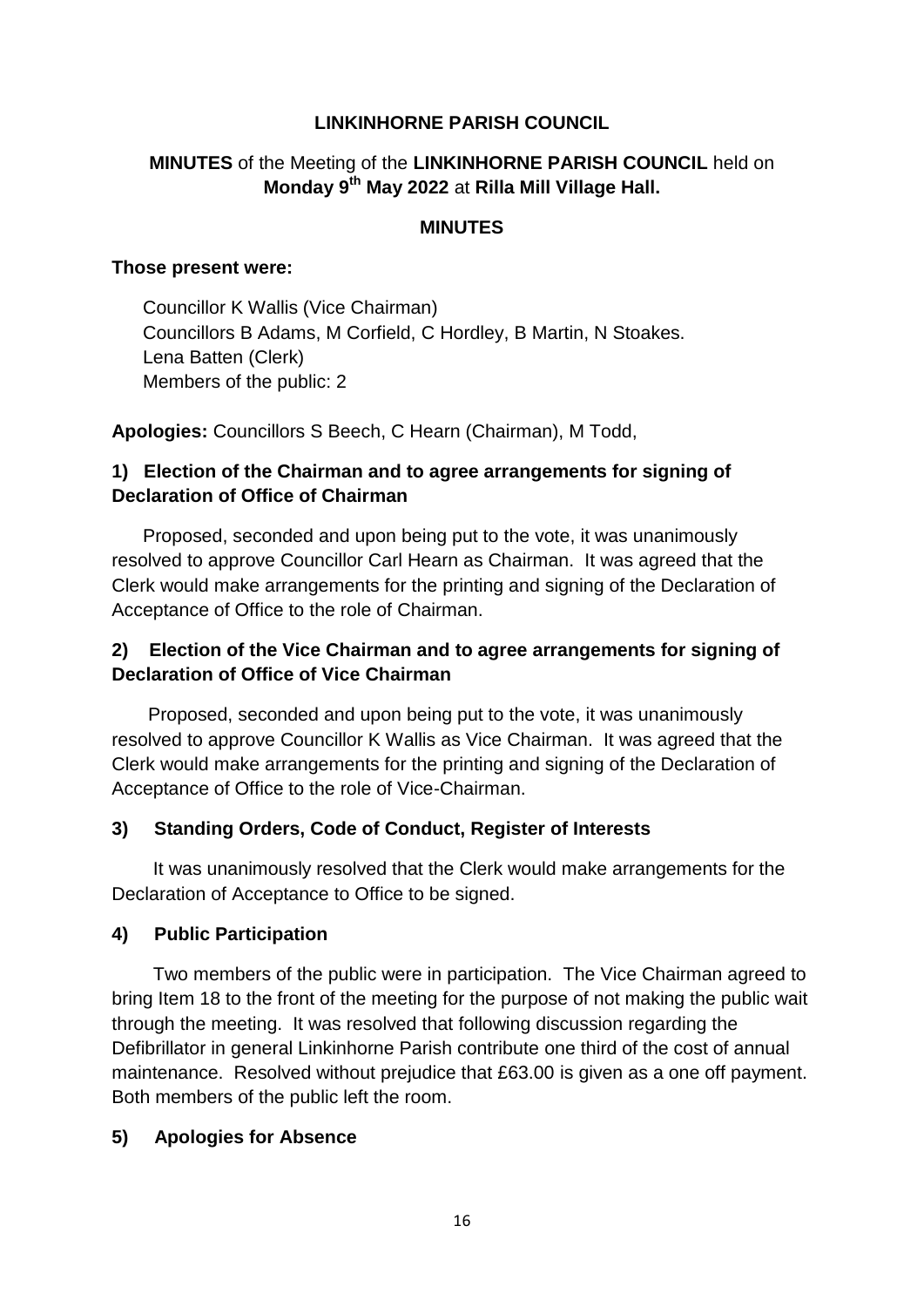**LINKINHORNE PARISH COUNCIL**

**MINUTES** of the Meeting of the **LINKINHORNE PARISH COUNCIL** held on **Monday 9th May 2022** at **Rilla Mill Village Hall.**

**MINUTES**

**Those present were:**

Councillor K Wallis (Vice Chairman)
Councillors B Adams, M Corfield, C Hordley, B Martin, N Stoakes.
Lena Batten (Clerk)
Members of the public: 2

**Apologies:** Councillors S Beech, C Hearn (Chairman), M Todd,

**1) Election of the Chairman and to agree arrangements for signing of Declaration of Office of Chairman**

Proposed, seconded and upon being put to the vote, it was unanimously resolved to approve Councillor Carl Hearn as Chairman. It was agreed that the Clerk would make arrangements for the printing and signing of the Declaration of Acceptance of Office to the role of Chairman.

**2) Election of the Vice Chairman and to agree arrangements for signing of Declaration of Office of Vice Chairman**

Proposed, seconded and upon being put to the vote, it was unanimously resolved to approve Councillor K Wallis as Vice Chairman. It was agreed that the Clerk would make arrangements for the printing and signing of the Declaration of Acceptance of Office to the role of Vice-Chairman.

**3) Standing Orders, Code of Conduct, Register of Interests**

It was unanimously resolved that the Clerk would make arrangements for the Declaration of Acceptance to Office to be signed.

**4) Public Participation**

Two members of the public were in participation. The Vice Chairman agreed to bring Item 18 to the front of the meeting for the purpose of not making the public wait through the meeting. It was resolved that following discussion regarding the Defibrillator in general Linkinhorne Parish contribute one third of the cost of annual maintenance. Resolved without prejudice that £63.00 is given as a one off payment. Both members of the public left the room.

**5) Apologies for Absence**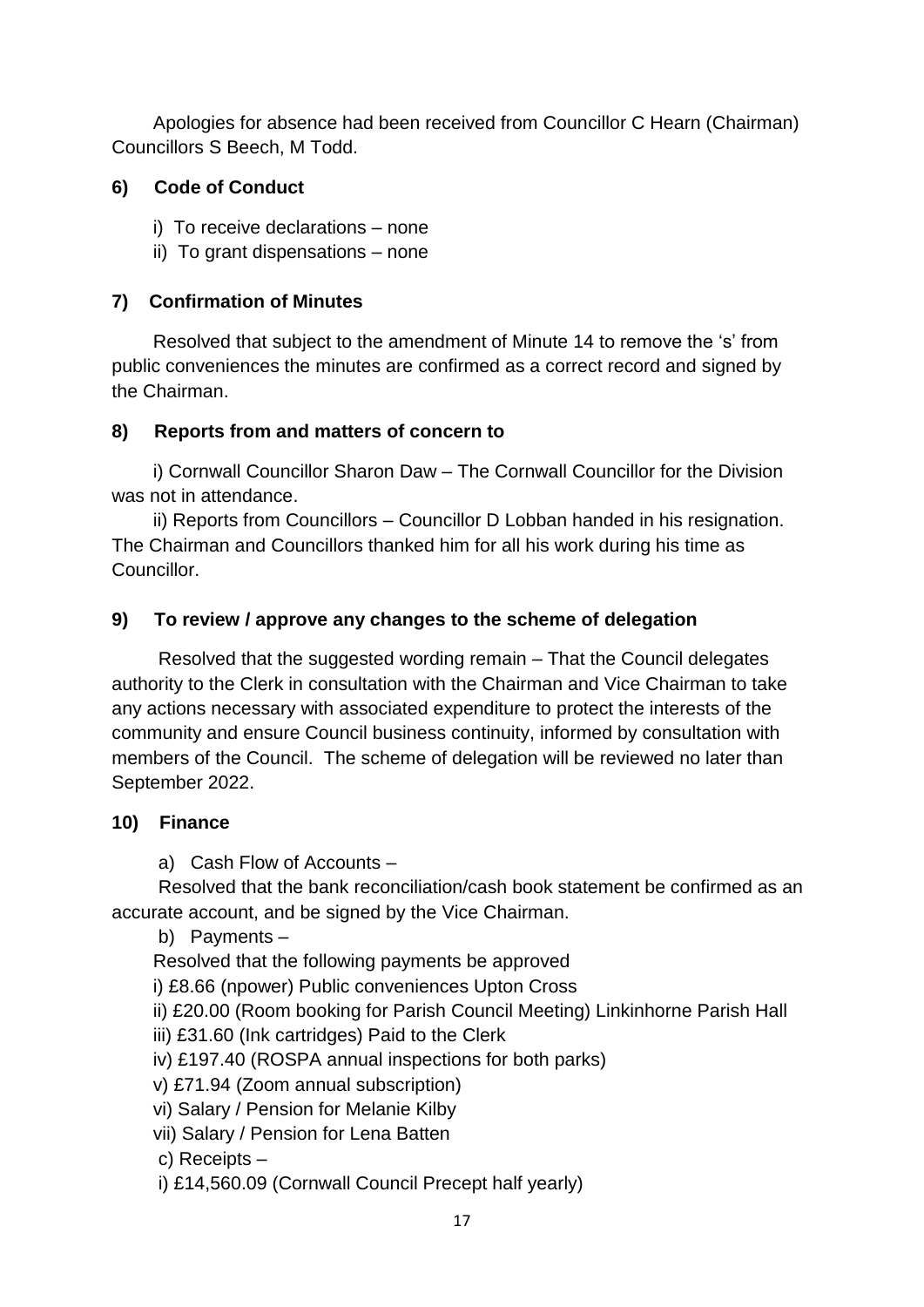Apologies for absence had been received from Councillor C Hearn (Chairman) Councillors S Beech, M Todd.

**6) Code of Conduct**

i) To receive declarations – none

ii) To grant dispensations – none

**7) Confirmation of Minutes**

Resolved that subject to the amendment of Minute 14 to remove the 's' from public conveniences the minutes are confirmed as a correct record and signed by the Chairman.

**8) Reports from and matters of concern to**

i) Cornwall Councillor Sharon Daw – The Cornwall Councillor for the Division was not in attendance.

ii) Reports from Councillors – Councillor D Lobban handed in his resignation. The Chairman and Councillors thanked him for all his work during his time as Councillor.

**9) To review / approve any changes to the scheme of delegation**

Resolved that the suggested wording remain – That the Council delegates authority to the Clerk in consultation with the Chairman and Vice Chairman to take any actions necessary with associated expenditure to protect the interests of the community and ensure Council business continuity, informed by consultation with members of the Council. The scheme of delegation will be reviewed no later than September 2022.

**10) Finance**

a) Cash Flow of Accounts –

Resolved that the bank reconciliation/cash book statement be confirmed as an accurate account, and be signed by the Vice Chairman.

b) Payments –

Resolved that the following payments be approved

i) £8.66 (npower) Public conveniences Upton Cross

ii) £20.00 (Room booking for Parish Council Meeting) Linkinhorne Parish Hall

iii) £31.60 (Ink cartridges) Paid to the Clerk

iv) £197.40 (ROSPA annual inspections for both parks)

v) £71.94 (Zoom annual subscription)

vi) Salary / Pension for Melanie Kilby

vii) Salary / Pension for Lena Batten

c) Receipts –

i) £14,560.09 (Cornwall Council Precept half yearly)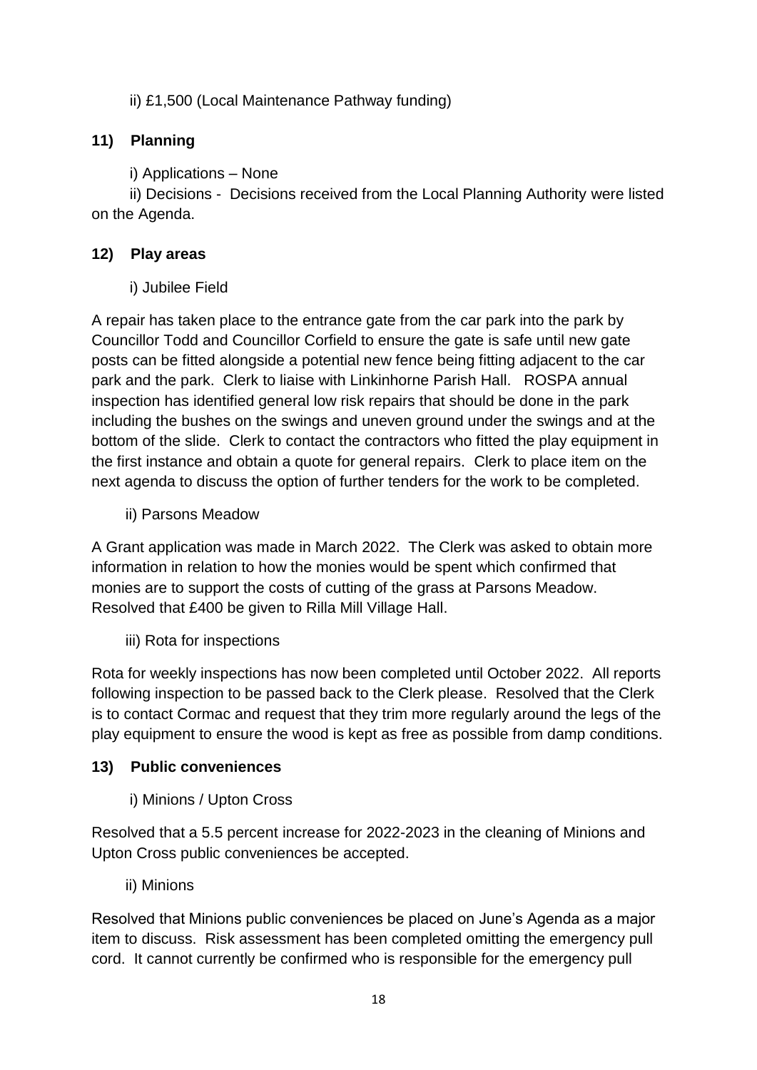ii) £1,500 (Local Maintenance Pathway funding)

## 11) Planning

i) Applications – None

ii) Decisions - Decisions received from the Local Planning Authority were listed on the Agenda.

## 12) Play areas

i) Jubilee Field

A repair has taken place to the entrance gate from the car park into the park by Councillor Todd and Councillor Corfield to ensure the gate is safe until new gate posts can be fitted alongside a potential new fence being fitting adjacent to the car park and the park. Clerk to liaise with Linkinhorne Parish Hall. ROSPA annual inspection has identified general low risk repairs that should be done in the park including the bushes on the swings and uneven ground under the swings and at the bottom of the slide. Clerk to contact the contractors who fitted the play equipment in the first instance and obtain a quote for general repairs. Clerk to place item on the next agenda to discuss the option of further tenders for the work to be completed.

ii) Parsons Meadow

A Grant application was made in March 2022. The Clerk was asked to obtain more information in relation to how the monies would be spent which confirmed that monies are to support the costs of cutting of the grass at Parsons Meadow. Resolved that £400 be given to Rilla Mill Village Hall.

iii) Rota for inspections

Rota for weekly inspections has now been completed until October 2022. All reports following inspection to be passed back to the Clerk please. Resolved that the Clerk is to contact Cormac and request that they trim more regularly around the legs of the play equipment to ensure the wood is kept as free as possible from damp conditions.

## 13) Public conveniences

i) Minions / Upton Cross

Resolved that a 5.5 percent increase for 2022-2023 in the cleaning of Minions and Upton Cross public conveniences be accepted.

ii) Minions

Resolved that Minions public conveniences be placed on June's Agenda as a major item to discuss. Risk assessment has been completed omitting the emergency pull cord. It cannot currently be confirmed who is responsible for the emergency pull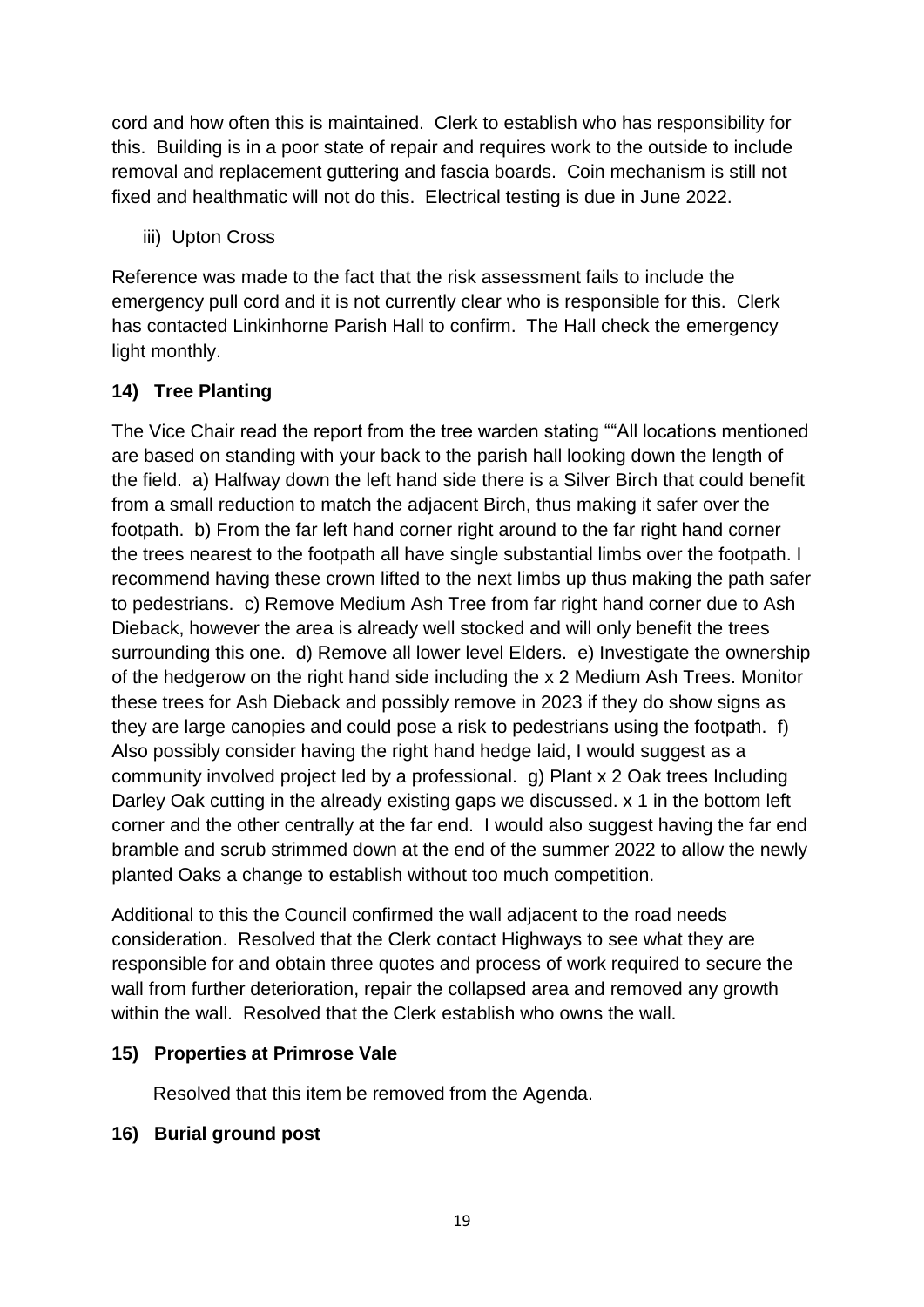cord and how often this is maintained. Clerk to establish who has responsibility for this. Building is in a poor state of repair and requires work to the outside to include removal and replacement guttering and fascia boards. Coin mechanism is still not fixed and healthmatic will not do this. Electrical testing is due in June 2022.

iii) Upton Cross

Reference was made to the fact that the risk assessment fails to include the emergency pull cord and it is not currently clear who is responsible for this. Clerk has contacted Linkinhorne Parish Hall to confirm. The Hall check the emergency light monthly.

**14) Tree Planting**

The Vice Chair read the report from the tree warden stating ""All locations mentioned are based on standing with your back to the parish hall looking down the length of the field. a) Halfway down the left hand side there is a Silver Birch that could benefit from a small reduction to match the adjacent Birch, thus making it safer over the footpath. b) From the far left hand corner right around to the far right hand corner the trees nearest to the footpath all have single substantial limbs over the footpath. I recommend having these crown lifted to the next limbs up thus making the path safer to pedestrians. c) Remove Medium Ash Tree from far right hand corner due to Ash Dieback, however the area is already well stocked and will only benefit the trees surrounding this one. d) Remove all lower level Elders. e) Investigate the ownership of the hedgerow on the right hand side including the x 2 Medium Ash Trees. Monitor these trees for Ash Dieback and possibly remove in 2023 if they do show signs as they are large canopies and could pose a risk to pedestrians using the footpath. f) Also possibly consider having the right hand hedge laid, I would suggest as a community involved project led by a professional. g) Plant x 2 Oak trees Including Darley Oak cutting in the already existing gaps we discussed. x 1 in the bottom left corner and the other centrally at the far end. I would also suggest having the far end bramble and scrub strimmed down at the end of the summer 2022 to allow the newly planted Oaks a change to establish without too much competition.

Additional to this the Council confirmed the wall adjacent to the road needs consideration. Resolved that the Clerk contact Highways to see what they are responsible for and obtain three quotes and process of work required to secure the wall from further deterioration, repair the collapsed area and removed any growth within the wall. Resolved that the Clerk establish who owns the wall.

**15) Properties at Primrose Vale**

Resolved that this item be removed from the Agenda.

**16) Burial ground post**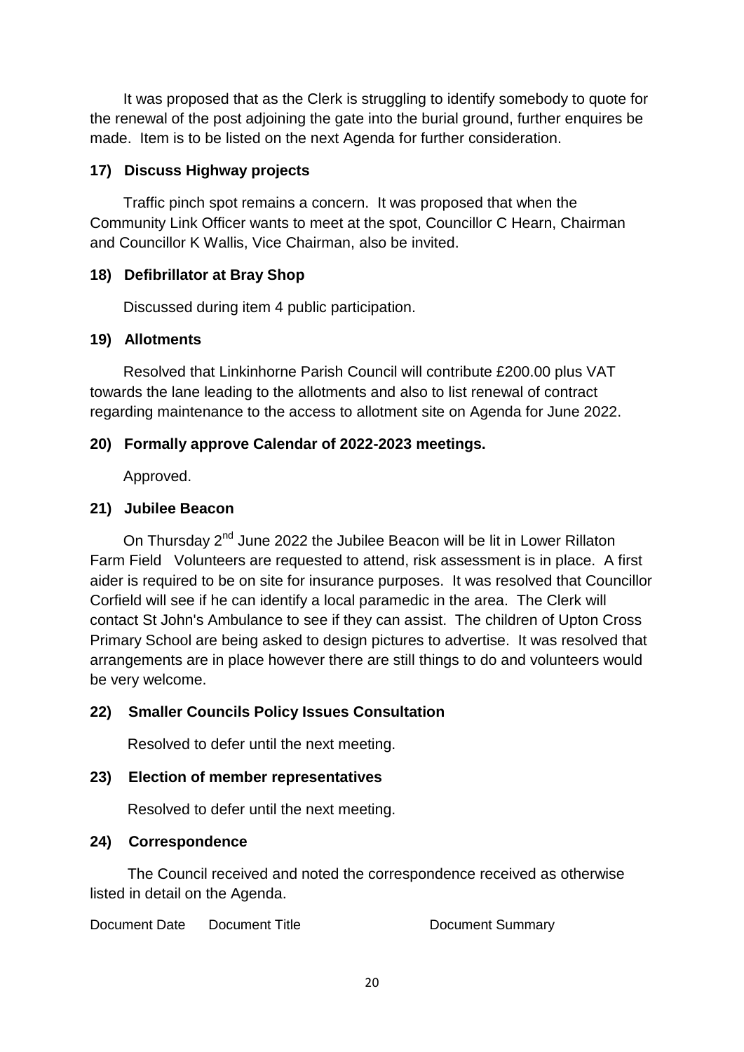It was proposed that as the Clerk is struggling to identify somebody to quote for the renewal of the post adjoining the gate into the burial ground, further enquires be made. Item is to be listed on the next Agenda for further consideration.

**17) Discuss Highway projects**

Traffic pinch spot remains a concern. It was proposed that when the Community Link Officer wants to meet at the spot, Councillor C Hearn, Chairman and Councillor K Wallis, Vice Chairman, also be invited.

**18) Defibrillator at Bray Shop**

Discussed during item 4 public participation.

**19) Allotments**

Resolved that Linkinhorne Parish Council will contribute £200.00 plus VAT towards the lane leading to the allotments and also to list renewal of contract regarding maintenance to the access to allotment site on Agenda for June 2022.

**20) Formally approve Calendar of 2022-2023 meetings.**

Approved.

**21) Jubilee Beacon**

On Thursday 2nd June 2022 the Jubilee Beacon will be lit in Lower Rillaton Farm Field Volunteers are requested to attend, risk assessment is in place. A first aider is required to be on site for insurance purposes. It was resolved that Councillor Corfield will see if he can identify a local paramedic in the area. The Clerk will contact St John's Ambulance to see if they can assist. The children of Upton Cross Primary School are being asked to design pictures to advertise. It was resolved that arrangements are in place however there are still things to do and volunteers would be very welcome.

**22) Smaller Councils Policy Issues Consultation**

Resolved to defer until the next meeting.

**23) Election of member representatives**

Resolved to defer until the next meeting.

**24) Correspondence**

The Council received and noted the correspondence received as otherwise listed in detail on the Agenda.

| Document Date | Document Title | Document Summary |
|---|---|---|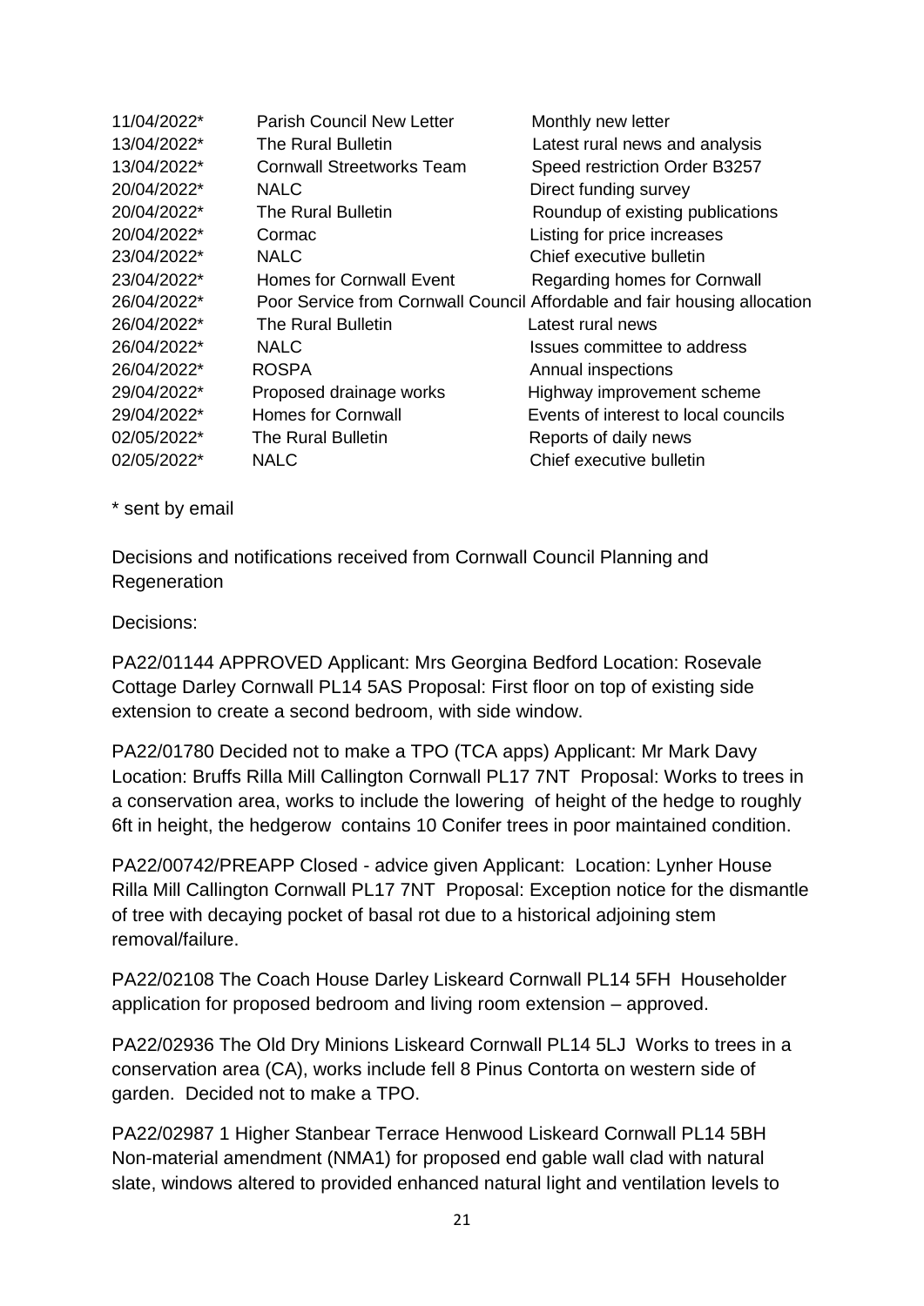| | | |
|---|---|---|
| 11/04/2022* | Parish Council New Letter | Monthly new letter |
| 13/04/2022* | The Rural Bulletin | Latest rural news and analysis |
| 13/04/2022* | Cornwall Streetworks Team | Speed restriction Order B3257 |
| 20/04/2022* | NALC | Direct funding survey |
| 20/04/2022* | The Rural Bulletin | Roundup of existing publications |
| 20/04/2022* | Cormac | Listing for price increases |
| 23/04/2022* | NALC | Chief executive bulletin |
| 23/04/2022* | Homes for Cornwall Event | Regarding homes for Cornwall |
| 26/04/2022* | Poor Service from Cornwall Council | Affordable and fair housing allocation |
| 26/04/2022* | The Rural Bulletin | Latest rural news |
| 26/04/2022* | NALC | Issues committee to address |
| 26/04/2022* | ROSPA | Annual inspections |
| 29/04/2022* | Proposed drainage works | Highway improvement scheme |
| 29/04/2022* | Homes for Cornwall | Events of interest to local councils |
| 02/05/2022* | The Rural Bulletin | Reports of daily news |
| 02/05/2022* | NALC | Chief executive bulletin |

* sent by email

Decisions and notifications received from Cornwall Council Planning and Regeneration

Decisions:

PA22/01144 APPROVED Applicant: Mrs Georgina Bedford Location: Rosevale Cottage Darley Cornwall PL14 5AS Proposal: First floor on top of existing side extension to create a second bedroom, with side window.

PA22/01780 Decided not to make a TPO (TCA apps) Applicant: Mr Mark Davy Location: Bruffs Rilla Mill Callington Cornwall PL17 7NT Proposal: Works to trees in a conservation area, works to include the lowering of height of the hedge to roughly 6ft in height, the hedgerow contains 10 Conifer trees in poor maintained condition.

PA22/00742/PREAPP Closed - advice given Applicant: Location: Lynher House Rilla Mill Callington Cornwall PL17 7NT Proposal: Exception notice for the dismantle of tree with decaying pocket of basal rot due to a historical adjoining stem removal/failure.

PA22/02108 The Coach House Darley Liskeard Cornwall PL14 5FH Householder application for proposed bedroom and living room extension – approved.

PA22/02936 The Old Dry Minions Liskeard Cornwall PL14 5LJ Works to trees in a conservation area (CA), works include fell 8 Pinus Contorta on western side of garden. Decided not to make a TPO.

PA22/02987 1 Higher Stanbear Terrace Henwood Liskeard Cornwall PL14 5BH Non-material amendment (NMA1) for proposed end gable wall clad with natural slate, windows altered to provided enhanced natural light and ventilation levels to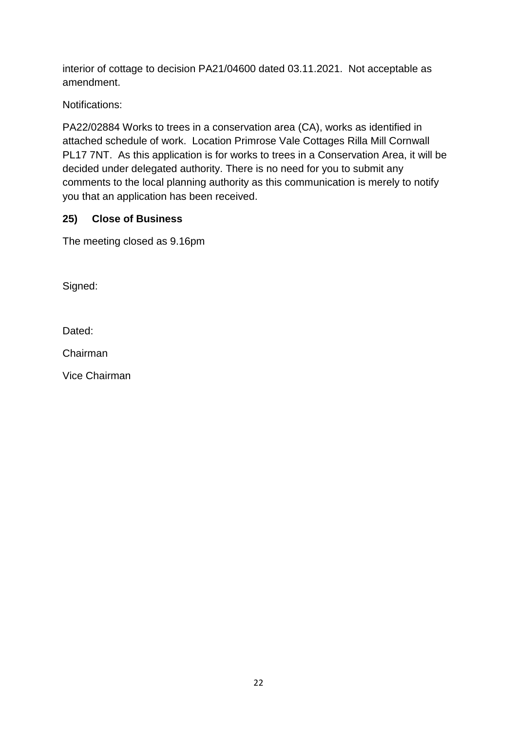interior of cottage to decision PA21/04600 dated 03.11.2021. Not acceptable as amendment.

Notifications:

PA22/02884 Works to trees in a conservation area (CA), works as identified in attached schedule of work. Location Primrose Vale Cottages Rilla Mill Cornwall PL17 7NT. As this application is for works to trees in a Conservation Area, it will be decided under delegated authority. There is no need for you to submit any comments to the local planning authority as this communication is merely to notify you that an application has been received.

## 25) Close of Business

The meeting closed as 9.16pm

Signed:

Dated:

Chairman

Vice Chairman